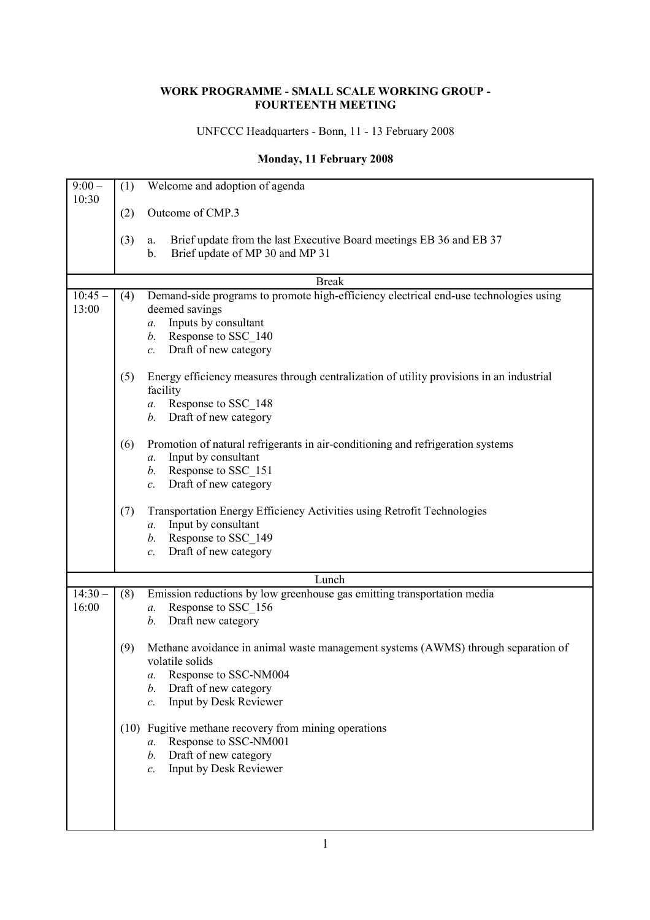**WORK PROGRAMME - SMALL SCALE WORKING GROUP - FOURTEENTH MEETING**

UNFCCC Headquarters - Bonn, 11 - 13 February 2008

**Monday, 11 February 2008**

| Time | Agenda |
|---|---|
| 9:00 – 10:30 | (1) Welcome and adoption of agenda<br><br>(2) Outcome of CMP.3<br><br>(3) a. Brief update from the last Executive Board meetings EB 36 and EB 37<br>b. Brief update of MP 30 and MP 31 |
| | Break |
| 10:45 – 13:00 | (4) Demand-side programs to promote high-efficiency electrical end-use technologies using deemed savings<br>*a.* Inputs by consultant<br>*b.* Response to SSC_140<br>*c.* Draft of new category<br><br>(5) Energy efficiency measures through centralization of utility provisions in an industrial facility<br>*a.* Response to SSC_148<br>*b.* Draft of new category<br><br>(6) Promotion of natural refrigerants in air-conditioning and refrigeration systems<br>*a.* Input by consultant<br>*b.* Response to SSC_151<br>*c.* Draft of new category<br><br>(7) Transportation Energy Efficiency Activities using Retrofit Technologies<br>*a.* Input by consultant<br>*b.* Response to SSC_149<br>*c.* Draft of new category |
| | Lunch |
| 14:30 – 16:00 | (8) Emission reductions by low greenhouse gas emitting transportation media<br>*a.* Response to SSC_156<br>*b.* Draft new category<br><br>(9) Methane avoidance in animal waste management systems (AWMS) through separation of volatile solids<br>*a.* Response to SSC-NM004<br>*b.* Draft of new category<br>*c.* Input by Desk Reviewer<br><br>(10) Fugitive methane recovery from mining operations<br>*a.* Response to SSC-NM001<br>*b.* Draft of new category<br>*c.* Input by Desk Reviewer |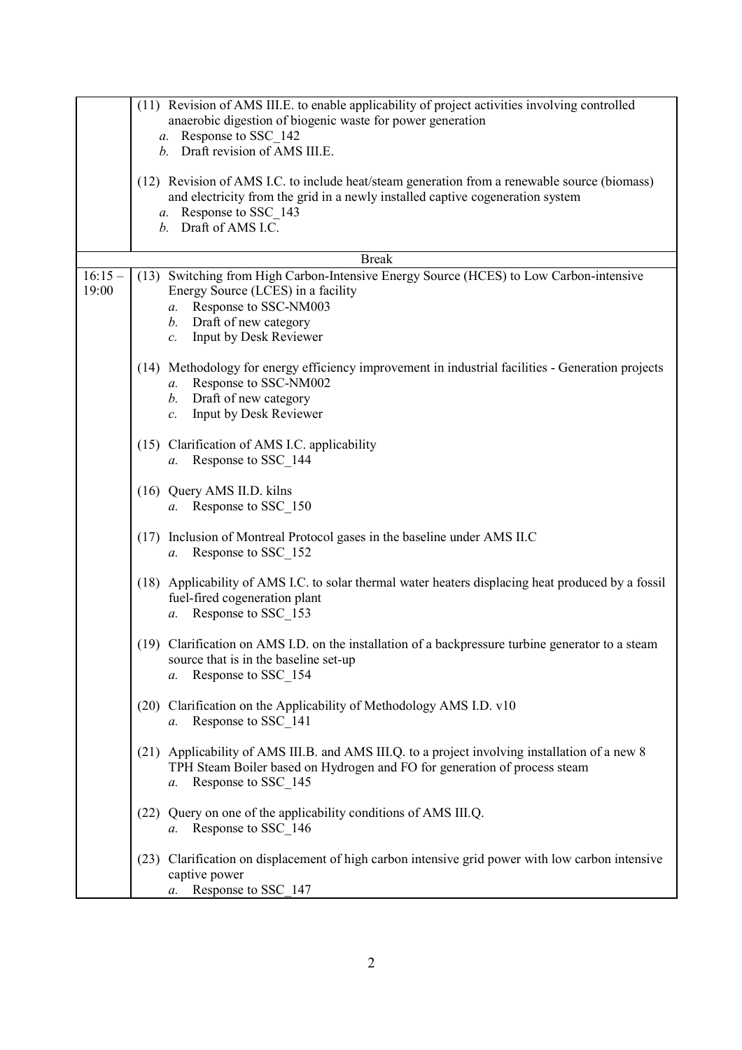| | |
|---|---|
| | (11) Revision of AMS III.E. to enable applicability of project activities involving controlled anaerobic digestion of biogenic waste for power generation<br>*a.* Response to SSC_142<br>*b.* Draft revision of AMS III.E.<br><br>(12) Revision of AMS I.C. to include heat/steam generation from a renewable source (biomass) and electricity from the grid in a newly installed captive cogeneration system<br>*a.* Response to SSC_143<br>*b.* Draft of AMS I.C. |
| | Break |
| 16:15 – 19:00 | (13) Switching from High Carbon-Intensive Energy Source (HCES) to Low Carbon-intensive Energy Source (LCES) in a facility<br>*a.* Response to SSC-NM003<br>*b.* Draft of new category<br>*c.* Input by Desk Reviewer<br><br>(14) Methodology for energy efficiency improvement in industrial facilities - Generation projects<br>*a.* Response to SSC-NM002<br>*b.* Draft of new category<br>*c.* Input by Desk Reviewer<br><br>(15) Clarification of AMS I.C. applicability<br>*a.* Response to SSC_144<br><br>(16) Query AMS II.D. kilns<br>*a.* Response to SSC_150<br><br>(17) Inclusion of Montreal Protocol gases in the baseline under AMS II.C<br>*a.* Response to SSC_152<br><br>(18) Applicability of AMS I.C. to solar thermal water heaters displacing heat produced by a fossil fuel-fired cogeneration plant<br>*a.* Response to SSC_153<br><br>(19) Clarification on AMS I.D. on the installation of a backpressure turbine generator to a steam source that is in the baseline set-up<br>*a.* Response to SSC_154<br><br>(20) Clarification on the Applicability of Methodology AMS I.D. v10<br>*a.* Response to SSC_141<br><br>(21) Applicability of AMS III.B. and AMS III.Q. to a project involving installation of a new 8 TPH Steam Boiler based on Hydrogen and FO for generation of process steam<br>*a.* Response to SSC_145<br><br>(22) Query on one of the applicability conditions of AMS III.Q.<br>*a.* Response to SSC_146<br><br>(23) Clarification on displacement of high carbon intensive grid power with low carbon intensive captive power<br>*a.* Response to SSC_147 |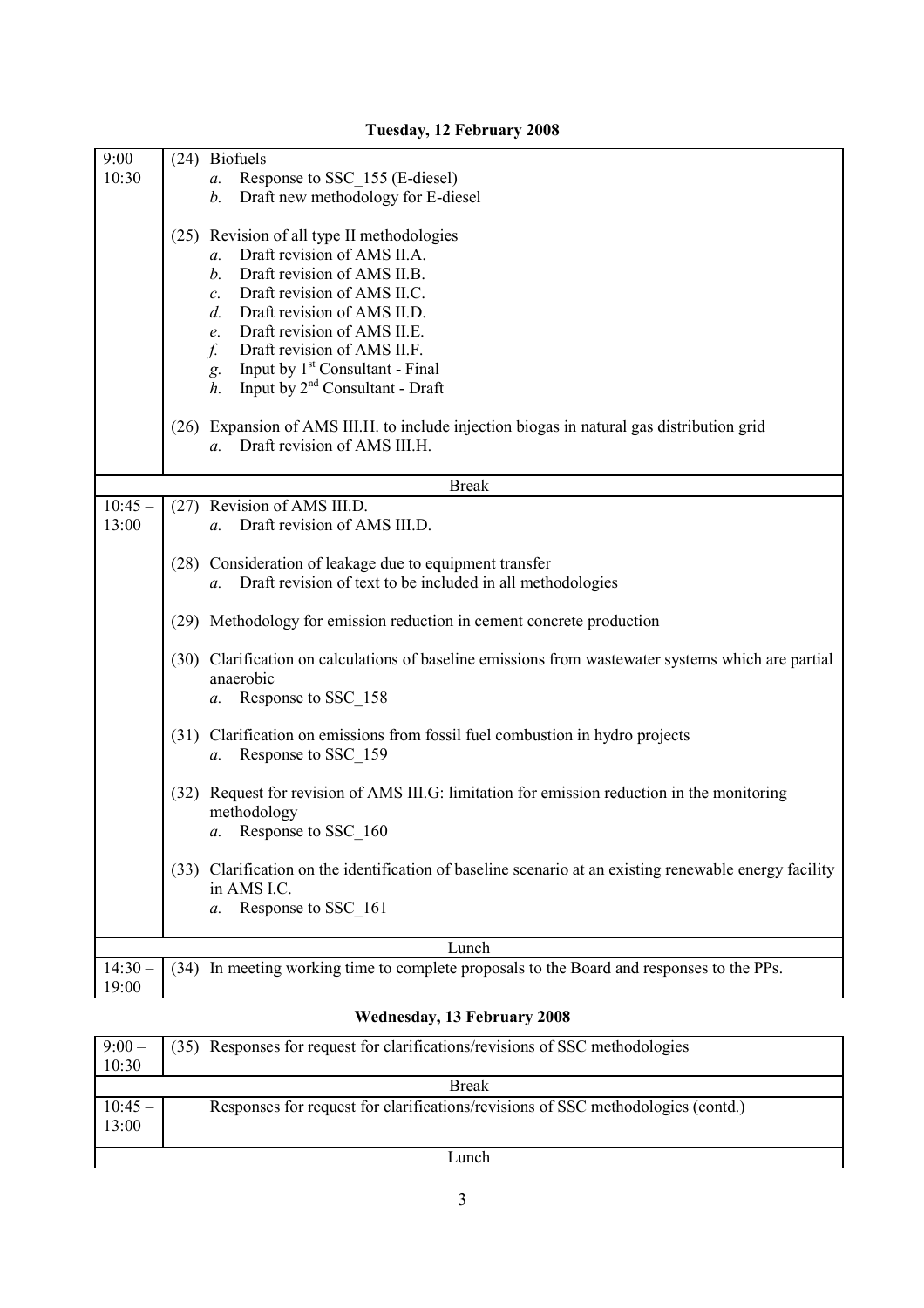**Tuesday, 12 February 2008**

| | |
|---|---|
| 9:00 – 10:30 | (24) Biofuels<br>*a.* Response to SSC_155 (E-diesel)<br>*b.* Draft new methodology for E-diesel<br><br>(25) Revision of all type II methodologies<br>*a.* Draft revision of AMS II.A.<br>*b.* Draft revision of AMS II.B.<br>*c.* Draft revision of AMS II.C.<br>*d.* Draft revision of AMS II.D.<br>*e.* Draft revision of AMS II.E.<br>*f.* Draft revision of AMS II.F.<br>*g.* Input by 1st Consultant - Final<br>*h.* Input by 2nd Consultant - Draft<br><br>(26) Expansion of AMS III.H. to include injection biogas in natural gas distribution grid<br>*a.* Draft revision of AMS III.H. |
| Break | |
| 10:45 – 13:00 | (27) Revision of AMS III.D.<br>*a.* Draft revision of AMS III.D.<br><br>(28) Consideration of leakage due to equipment transfer<br>*a.* Draft revision of text to be included in all methodologies<br><br>(29) Methodology for emission reduction in cement concrete production<br><br>(30) Clarification on calculations of baseline emissions from wastewater systems which are partial anaerobic<br>*a.* Response to SSC_158<br><br>(31) Clarification on emissions from fossil fuel combustion in hydro projects<br>*a.* Response to SSC_159<br><br>(32) Request for revision of AMS III.G: limitation for emission reduction in the monitoring methodology<br>*a.* Response to SSC_160<br><br>(33) Clarification on the identification of baseline scenario at an existing renewable energy facility in AMS I.C.<br>*a.* Response to SSC_161 |
| Lunch | |
| 14:30 – 19:00 | (34) In meeting working time to complete proposals to the Board and responses to the PPs. |

**Wednesday, 13 February 2008**

| | |
|---|---|
| 9:00 – 10:30 | (35) Responses for request for clarifications/revisions of SSC methodologies |
| Break | |
| 10:45 – 13:00 | Responses for request for clarifications/revisions of SSC methodologies (contd.) |
| Lunch | |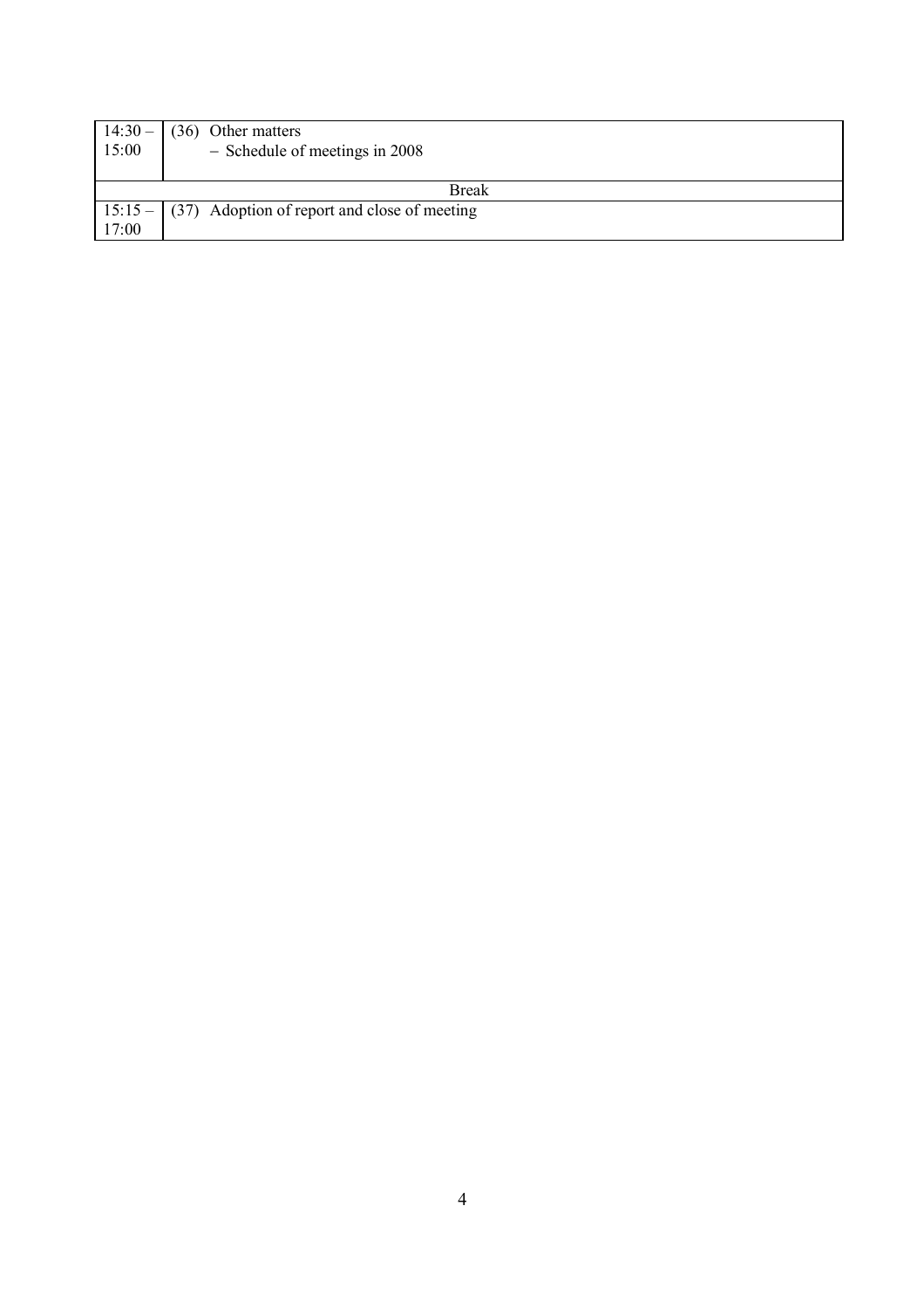| | |
|---|---|
| 14:30 – 15:00 | (36) Other matters<br>– Schedule of meetings in 2008 |
| Break | |
| 15:15 – 17:00 | (37) Adoption of report and close of meeting |